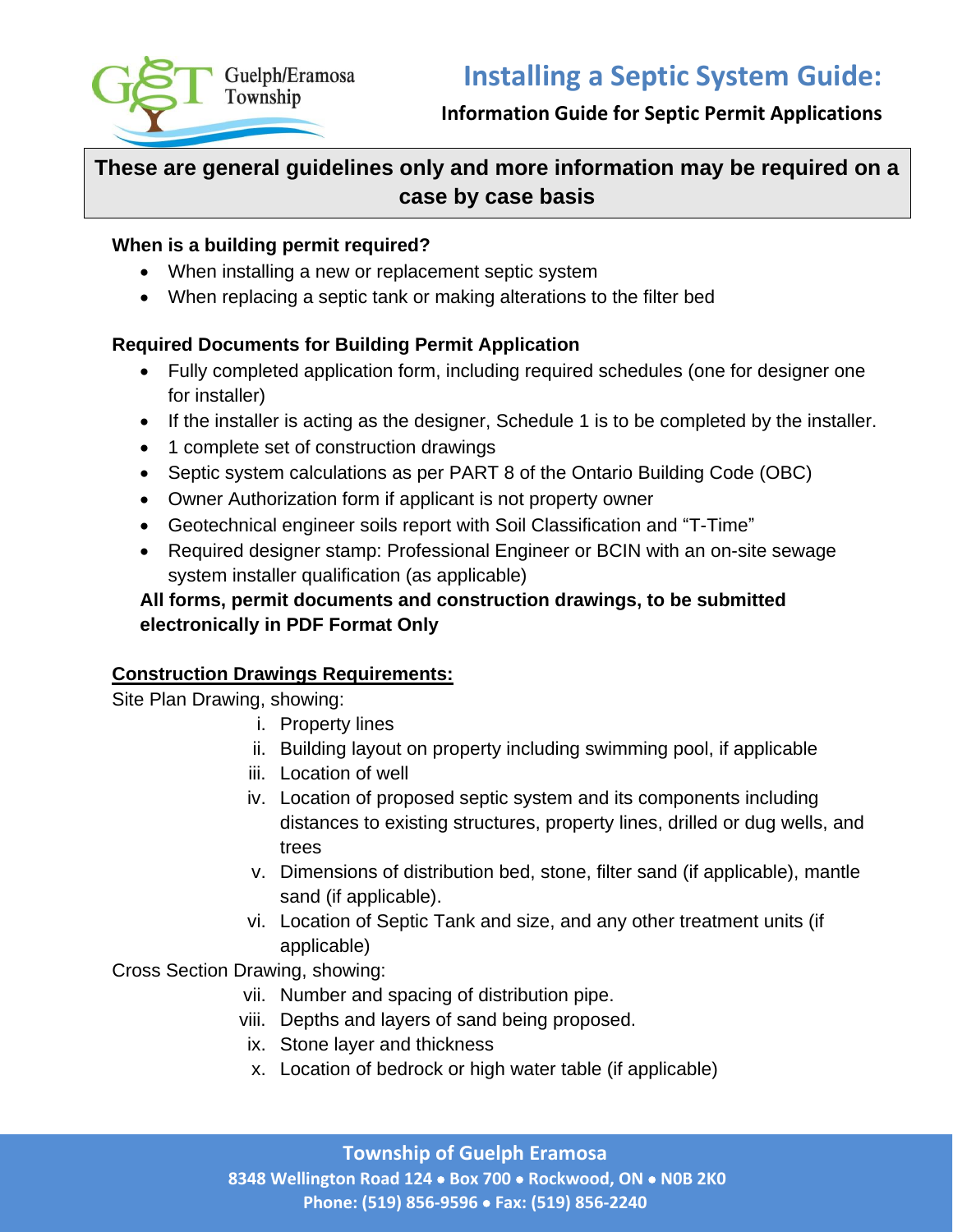Guelph/Eramosa Township

# Installing a Septic System Guide:

**Information Guide for Septic Permit Applications**

**These are general guidelines only and more information may be required on a case by case basis**

**When is a building permit required?**

- When installing a new or replacement septic system
- When replacing a septic tank or making alterations to the filter bed

**Required Documents for Building Permit Application**

- Fully completed application form, including required schedules (one for designer one for installer)
- If the installer is acting as the designer, Schedule 1 is to be completed by the installer.
- 1 complete set of construction drawings
- Septic system calculations as per PART 8 of the Ontario Building Code (OBC)
- Owner Authorization form if applicant is not property owner
- Geotechnical engineer soils report with Soil Classification and "T-Time"
- Required designer stamp: Professional Engineer or BCIN with an on-site sewage system installer qualification (as applicable)

**All forms, permit documents and construction drawings, to be submitted electronically in PDF Format Only**

**<u>Construction Drawings Requirements:</u>**

Site Plan Drawing, showing:

i. Property lines
ii. Building layout on property including swimming pool, if applicable
iii. Location of well
iv. Location of proposed septic system and its components including distances to existing structures, property lines, drilled or dug wells, and trees
v. Dimensions of distribution bed, stone, filter sand (if applicable), mantle sand (if applicable).
vi. Location of Septic Tank and size, and any other treatment units (if applicable)

Cross Section Drawing, showing:

vii. Number and spacing of distribution pipe.
viii. Depths and layers of sand being proposed.
ix. Stone layer and thickness
x. Location of bedrock or high water table (if applicable)

**Township of Guelph Eramosa**
**8348 Wellington Road 124 • Box 700 • Rockwood, ON • N0B 2K0**
**Phone: (519) 856-9596 • Fax: (519) 856-2240**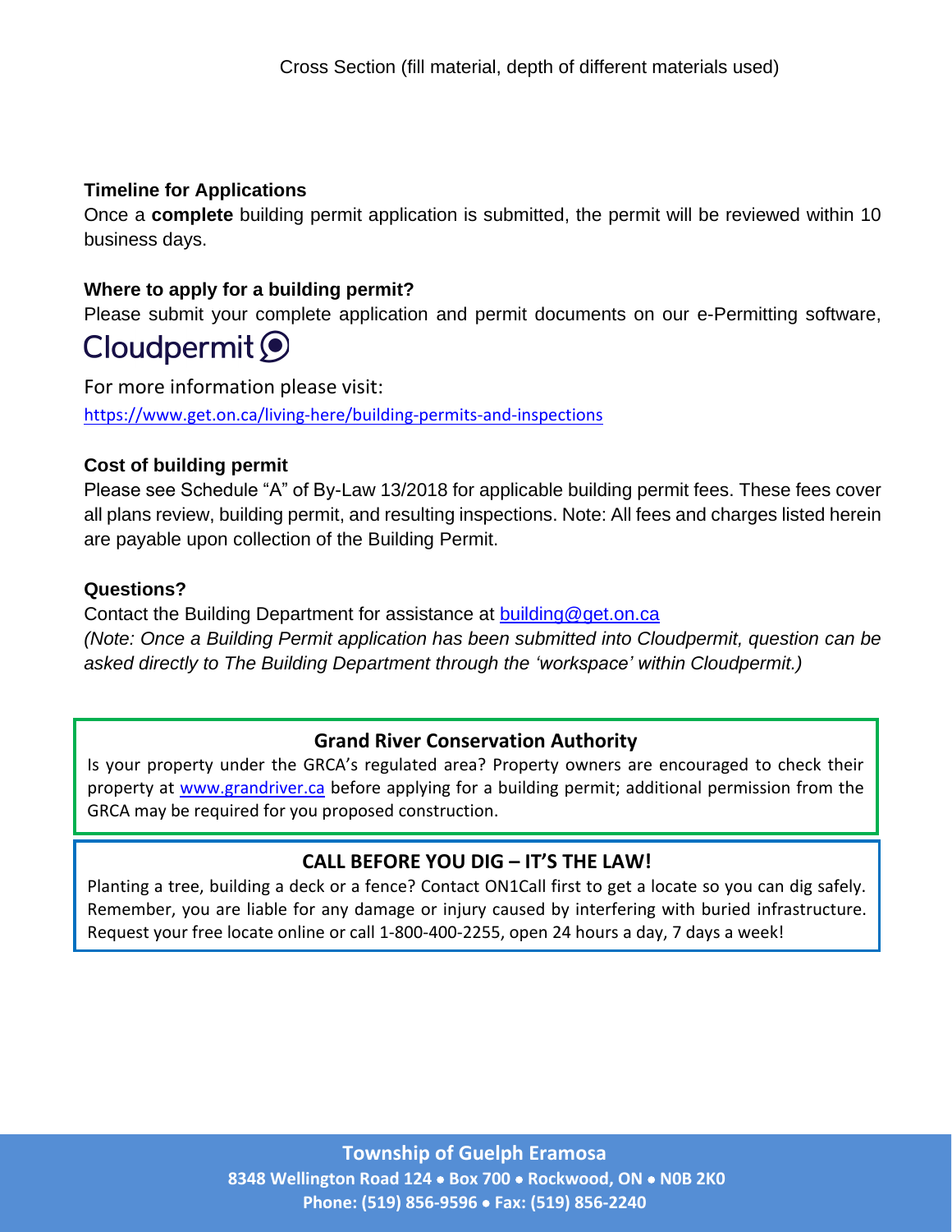Cross Section (fill material, depth of different materials used)

**Timeline for Applications**

Once a **complete** building permit application is submitted, the permit will be reviewed within 10 business days.

**Where to apply for a building permit?**

Please submit your complete application and permit documents on our e-Permitting software, Cloudpermit

For more information please visit:
https://www.get.on.ca/living-here/building-permits-and-inspections

**Cost of building permit**

Please see Schedule "A" of By-Law 13/2018 for applicable building permit fees. These fees cover all plans review, building permit, and resulting inspections. Note: All fees and charges listed herein are payable upon collection of the Building Permit.

**Questions?**

Contact the Building Department for assistance at building@get.on.ca
*(Note: Once a Building Permit application has been submitted into Cloudpermit, question can be asked directly to The Building Department through the 'workspace' within Cloudpermit.)*

**Grand River Conservation Authority**

Is your property under the GRCA's regulated area? Property owners are encouraged to check their property at www.grandriver.ca before applying for a building permit; additional permission from the GRCA may be required for you proposed construction.

**CALL BEFORE YOU DIG – IT'S THE LAW!**

Planting a tree, building a deck or a fence? Contact ON1Call first to get a locate so you can dig safely. Remember, you are liable for any damage or injury caused by interfering with buried infrastructure. Request your free locate online or call 1-800-400-2255, open 24 hours a day, 7 days a week!

**Township of Guelph Eramosa**
**8348 Wellington Road 124 • Box 700 • Rockwood, ON • N0B 2K0**
**Phone: (519) 856-9596 • Fax: (519) 856-2240**